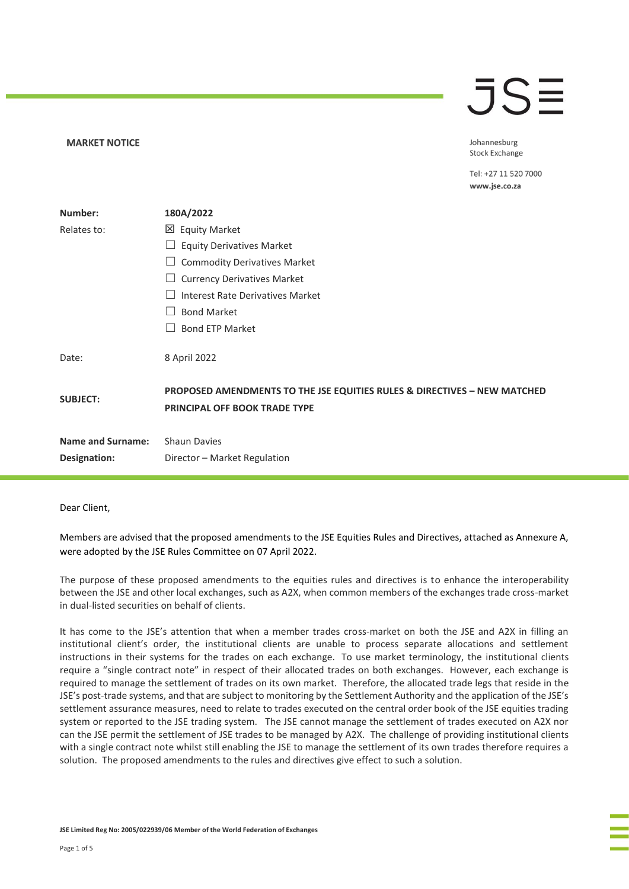**MARKET NOTICE**

Johannesburg Stock Exchange

Tel: +27 11 520 7000
www.jse.co.za

| | |
|---|---|
| **Number:** | **180A/2022** |
| Relates to: | ☒ Equity Market<br>☐ Equity Derivatives Market<br>☐ Commodity Derivatives Market<br>☐ Currency Derivatives Market<br>☐ Interest Rate Derivatives Market<br>☐ Bond Market<br>☐ Bond ETP Market |
| Date: | 8 April 2022 |
| **SUBJECT:** | **PROPOSED AMENDMENTS TO THE JSE EQUITIES RULES & DIRECTIVES – NEW MATCHED PRINCIPAL OFF BOOK TRADE TYPE** |
| **Name and Surname:** | Shaun Davies |
| **Designation:** | Director – Market Regulation |

Dear Client,

Members are advised that the proposed amendments to the JSE Equities Rules and Directives, attached as Annexure A, were adopted by the JSE Rules Committee on 07 April 2022.

The purpose of these proposed amendments to the equities rules and directives is to enhance the interoperability between the JSE and other local exchanges, such as A2X, when common members of the exchanges trade cross-market in dual-listed securities on behalf of clients.

It has come to the JSE's attention that when a member trades cross-market on both the JSE and A2X in filling an institutional client's order, the institutional clients are unable to process separate allocations and settlement instructions in their systems for the trades on each exchange. To use market terminology, the institutional clients require a "single contract note" in respect of their allocated trades on both exchanges. However, each exchange is required to manage the settlement of trades on its own market. Therefore, the allocated trade legs that reside in the JSE's post-trade systems, and that are subject to monitoring by the Settlement Authority and the application of the JSE's settlement assurance measures, need to relate to trades executed on the central order book of the JSE equities trading system or reported to the JSE trading system. The JSE cannot manage the settlement of trades executed on A2X nor can the JSE permit the settlement of JSE trades to be managed by A2X. The challenge of providing institutional clients with a single contract note whilst still enabling the JSE to manage the settlement of its own trades therefore requires a solution. The proposed amendments to the rules and directives give effect to such a solution.

JSE Limited Reg No: 2005/022939/06 Member of the World Federation of Exchanges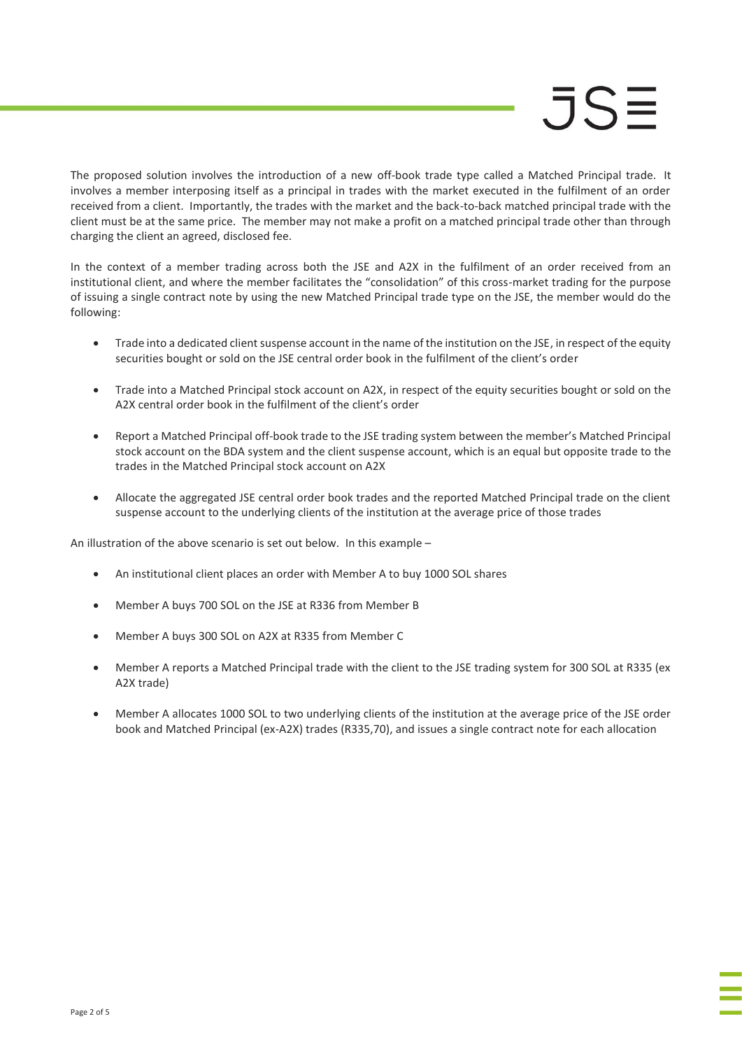The proposed solution involves the introduction of a new off-book trade type called a Matched Principal trade. It involves a member interposing itself as a principal in trades with the market executed in the fulfilment of an order received from a client. Importantly, the trades with the market and the back-to-back matched principal trade with the client must be at the same price. The member may not make a profit on a matched principal trade other than through charging the client an agreed, disclosed fee.

In the context of a member trading across both the JSE and A2X in the fulfilment of an order received from an institutional client, and where the member facilitates the "consolidation" of this cross-market trading for the purpose of issuing a single contract note by using the new Matched Principal trade type on the JSE, the member would do the following:

- Trade into a dedicated client suspense account in the name of the institution on the JSE, in respect of the equity securities bought or sold on the JSE central order book in the fulfilment of the client's order
- Trade into a Matched Principal stock account on A2X, in respect of the equity securities bought or sold on the A2X central order book in the fulfilment of the client's order
- Report a Matched Principal off-book trade to the JSE trading system between the member's Matched Principal stock account on the BDA system and the client suspense account, which is an equal but opposite trade to the trades in the Matched Principal stock account on A2X
- Allocate the aggregated JSE central order book trades and the reported Matched Principal trade on the client suspense account to the underlying clients of the institution at the average price of those trades

An illustration of the above scenario is set out below. In this example –

- An institutional client places an order with Member A to buy 1000 SOL shares
- Member A buys 700 SOL on the JSE at R336 from Member B
- Member A buys 300 SOL on A2X at R335 from Member C
- Member A reports a Matched Principal trade with the client to the JSE trading system for 300 SOL at R335 (ex A2X trade)
- Member A allocates 1000 SOL to two underlying clients of the institution at the average price of the JSE order book and Matched Principal (ex-A2X) trades (R335,70), and issues a single contract note for each allocation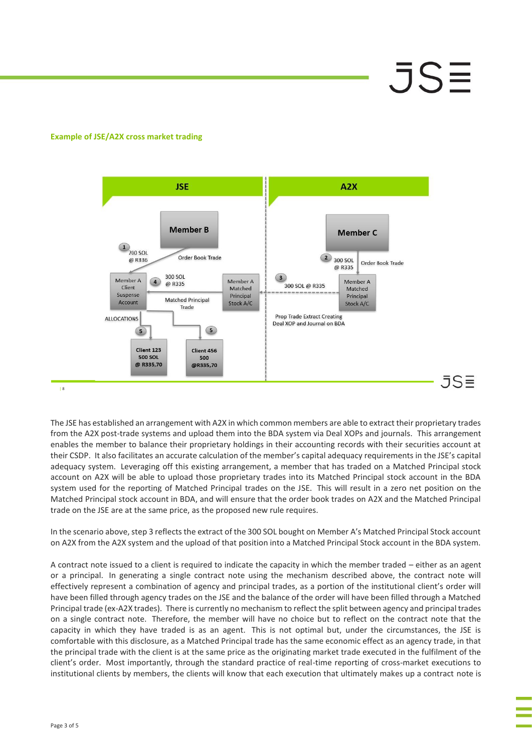**Example of JSE/A2X cross market trading**

The JSE has established an arrangement with A2X in which common members are able to extract their proprietary trades from the A2X post-trade systems and upload them into the BDA system via Deal XOPs and journals. This arrangement enables the member to balance their proprietary holdings in their accounting records with their securities account at their CSDP. It also facilitates an accurate calculation of the member's capital adequacy requirements in the JSE's capital adequacy system. Leveraging off this existing arrangement, a member that has traded on a Matched Principal stock account on A2X will be able to upload those proprietary trades into its Matched Principal stock account in the BDA system used for the reporting of Matched Principal trades on the JSE. This will result in a zero net position on the Matched Principal stock account in BDA, and will ensure that the order book trades on A2X and the Matched Principal trade on the JSE are at the same price, as the proposed new rule requires.

In the scenario above, step 3 reflects the extract of the 300 SOL bought on Member A's Matched Principal Stock account on A2X from the A2X system and the upload of that position into a Matched Principal Stock account in the BDA system.

A contract note issued to a client is required to indicate the capacity in which the member traded – either as an agent or a principal. In generating a single contract note using the mechanism described above, the contract note will effectively represent a combination of agency and principal trades, as a portion of the institutional client's order will have been filled through agency trades on the JSE and the balance of the order will have been filled through a Matched Principal trade (ex-A2X trades). There is currently no mechanism to reflect the split between agency and principal trades on a single contract note. Therefore, the member will have no choice but to reflect on the contract note that the capacity in which they have traded is as an agent. This is not optimal but, under the circumstances, the JSE is comfortable with this disclosure, as a Matched Principal trade has the same economic effect as an agency trade, in that the principal trade with the client is at the same price as the originating market trade executed in the fulfilment of the client's order. Most importantly, through the standard practice of real-time reporting of cross-market executions to institutional clients by members, the clients will know that each execution that ultimately makes up a contract note is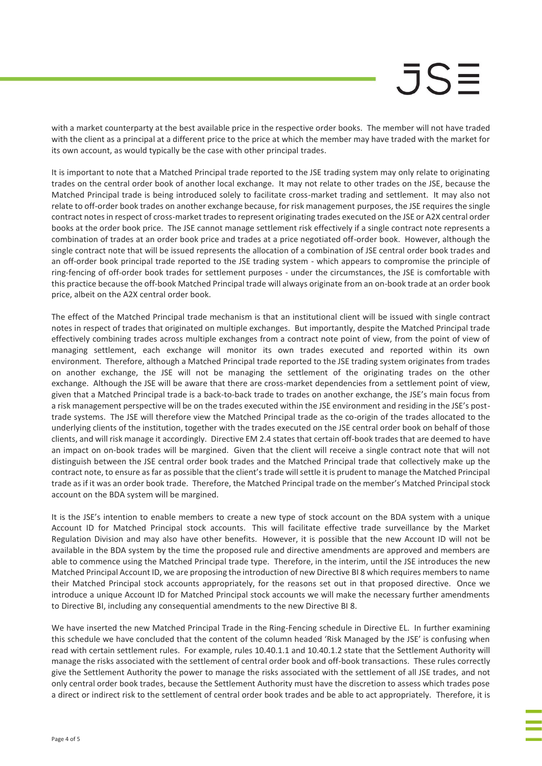with a market counterparty at the best available price in the respective order books. The member will not have traded with the client as a principal at a different price to the price at which the member may have traded with the market for its own account, as would typically be the case with other principal trades.

It is important to note that a Matched Principal trade reported to the JSE trading system may only relate to originating trades on the central order book of another local exchange. It may not relate to other trades on the JSE, because the Matched Principal trade is being introduced solely to facilitate cross-market trading and settlement. It may also not relate to off-order book trades on another exchange because, for risk management purposes, the JSE requires the single contract notes in respect of cross-market trades to represent originating trades executed on the JSE or A2X central order books at the order book price. The JSE cannot manage settlement risk effectively if a single contract note represents a combination of trades at an order book price and trades at a price negotiated off-order book. However, although the single contract note that will be issued represents the allocation of a combination of JSE central order book trades and an off-order book principal trade reported to the JSE trading system - which appears to compromise the principle of ring-fencing of off-order book trades for settlement purposes - under the circumstances, the JSE is comfortable with this practice because the off-book Matched Principal trade will always originate from an on-book trade at an order book price, albeit on the A2X central order book.

The effect of the Matched Principal trade mechanism is that an institutional client will be issued with single contract notes in respect of trades that originated on multiple exchanges. But importantly, despite the Matched Principal trade effectively combining trades across multiple exchanges from a contract note point of view, from the point of view of managing settlement, each exchange will monitor its own trades executed and reported within its own environment. Therefore, although a Matched Principal trade reported to the JSE trading system originates from trades on another exchange, the JSE will not be managing the settlement of the originating trades on the other exchange. Although the JSE will be aware that there are cross-market dependencies from a settlement point of view, given that a Matched Principal trade is a back-to-back trade to trades on another exchange, the JSE's main focus from a risk management perspective will be on the trades executed within the JSE environment and residing in the JSE's post-trade systems. The JSE will therefore view the Matched Principal trade as the co-origin of the trades allocated to the underlying clients of the institution, together with the trades executed on the JSE central order book on behalf of those clients, and will risk manage it accordingly. Directive EM 2.4 states that certain off-book trades that are deemed to have an impact on on-book trades will be margined. Given that the client will receive a single contract note that will not distinguish between the JSE central order book trades and the Matched Principal trade that collectively make up the contract note, to ensure as far as possible that the client's trade will settle it is prudent to manage the Matched Principal trade as if it was an order book trade. Therefore, the Matched Principal trade on the member's Matched Principal stock account on the BDA system will be margined.

It is the JSE's intention to enable members to create a new type of stock account on the BDA system with a unique Account ID for Matched Principal stock accounts. This will facilitate effective trade surveillance by the Market Regulation Division and may also have other benefits. However, it is possible that the new Account ID will not be available in the BDA system by the time the proposed rule and directive amendments are approved and members are able to commence using the Matched Principal trade type. Therefore, in the interim, until the JSE introduces the new Matched Principal Account ID, we are proposing the introduction of new Directive BI 8 which requires members to name their Matched Principal stock accounts appropriately, for the reasons set out in that proposed directive. Once we introduce a unique Account ID for Matched Principal stock accounts we will make the necessary further amendments to Directive BI, including any consequential amendments to the new Directive BI 8.

We have inserted the new Matched Principal Trade in the Ring-Fencing schedule in Directive EL. In further examining this schedule we have concluded that the content of the column headed 'Risk Managed by the JSE' is confusing when read with certain settlement rules. For example, rules 10.40.1.1 and 10.40.1.2 state that the Settlement Authority will manage the risks associated with the settlement of central order book and off-book transactions. These rules correctly give the Settlement Authority the power to manage the risks associated with the settlement of all JSE trades, and not only central order book trades, because the Settlement Authority must have the discretion to assess which trades pose a direct or indirect risk to the settlement of central order book trades and be able to act appropriately. Therefore, it is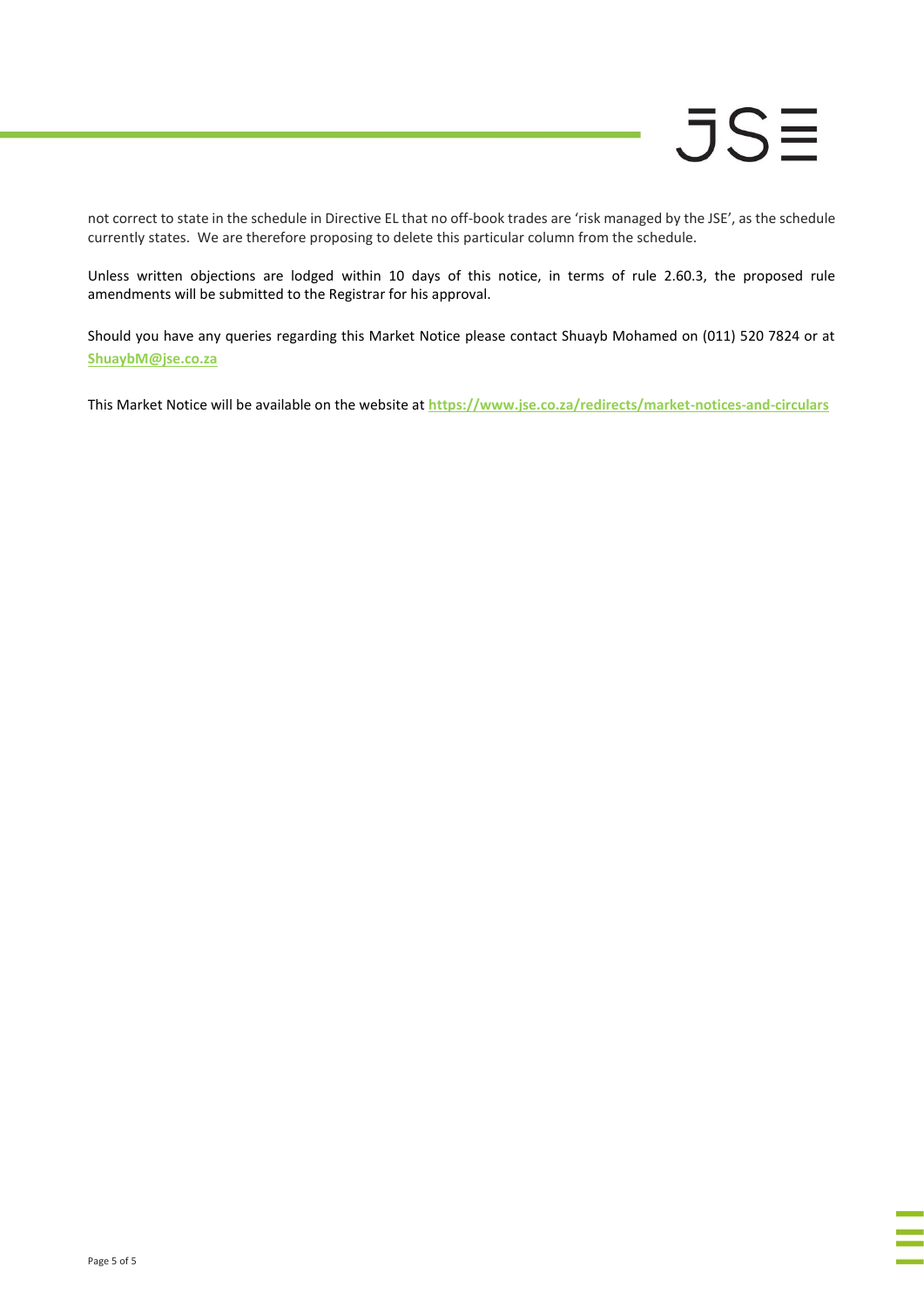not correct to state in the schedule in Directive EL that no off-book trades are 'risk managed by the JSE', as the schedule currently states. We are therefore proposing to delete this particular column from the schedule.

Unless written objections are lodged within 10 days of this notice, in terms of rule 2.60.3, the proposed rule amendments will be submitted to the Registrar for his approval.

Should you have any queries regarding this Market Notice please contact Shuayb Mohamed on (011) 520 7824 or at **ShuaybM@jse.co.za**

This Market Notice will be available on the website at **https://www.jse.co.za/redirects/market-notices-and-circulars**